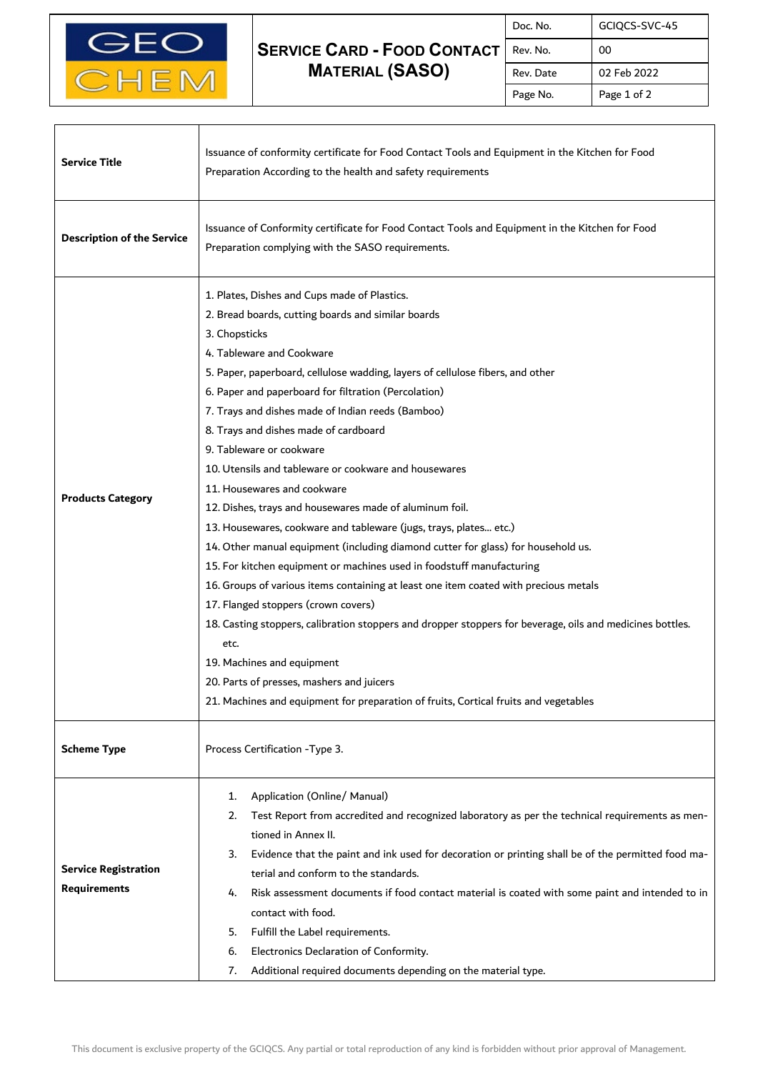| GEO CHEM | **SERVICE CARD - FOOD CONTACT MATERIAL (SASO)** | Doc. No. | GCIQCS-SVC-45 |
|---|---|---|---|
| | | Rev. No. | 00 |
| | | Rev. Date | 02 Feb 2022 |
| | | Page No. | Page 1 of 2 |

| | |
|---|---|
| **Service Title** | Issuance of conformity certificate for Food Contact Tools and Equipment in the Kitchen for Food Preparation According to the health and safety requirements |
| **Description of the Service** | Issuance of Conformity certificate for Food Contact Tools and Equipment in the Kitchen for Food Preparation complying with the SASO requirements. |
| **Products Category** | 1. Plates, Dishes and Cups made of Plastics.<br>2. Bread boards, cutting boards and similar boards<br>3. Chopsticks<br>4. Tableware and Cookware<br>5. Paper, paperboard, cellulose wadding, layers of cellulose fibers, and other<br>6. Paper and paperboard for filtration (Percolation)<br>7. Trays and dishes made of Indian reeds (Bamboo)<br>8. Trays and dishes made of cardboard<br>9. Tableware or cookware<br>10. Utensils and tableware or cookware and housewares<br>11. Housewares and cookware<br>12. Dishes, trays and housewares made of aluminum foil.<br>13. Housewares, cookware and tableware (jugs, trays, plates... etc.)<br>14. Other manual equipment (including diamond cutter for glass) for household us.<br>15. For kitchen equipment or machines used in foodstuff manufacturing<br>16. Groups of various items containing at least one item coated with precious metals<br>17. Flanged stoppers (crown covers)<br>18. Casting stoppers, calibration stoppers and dropper stoppers for beverage, oils and medicines bottles. etc.<br>19. Machines and equipment<br>20. Parts of presses, mashers and juicers<br>21. Machines and equipment for preparation of fruits, Cortical fruits and vegetables |
| **Scheme Type** | Process Certification -Type 3. |
| **Service Registration Requirements** | 1. Application (Online/ Manual)<br>2. Test Report from accredited and recognized laboratory as per the technical requirements as mentioned in Annex II.<br>3. Evidence that the paint and ink used for decoration or printing shall be of the permitted food material and conform to the standards.<br>4. Risk assessment documents if food contact material is coated with some paint and intended to in contact with food.<br>5. Fulfill the Label requirements.<br>6. Electronics Declaration of Conformity.<br>7. Additional required documents depending on the material type. |

This document is exclusive property of the GCIQCS. Any partial or total reproduction of any kind is forbidden without prior approval of Management.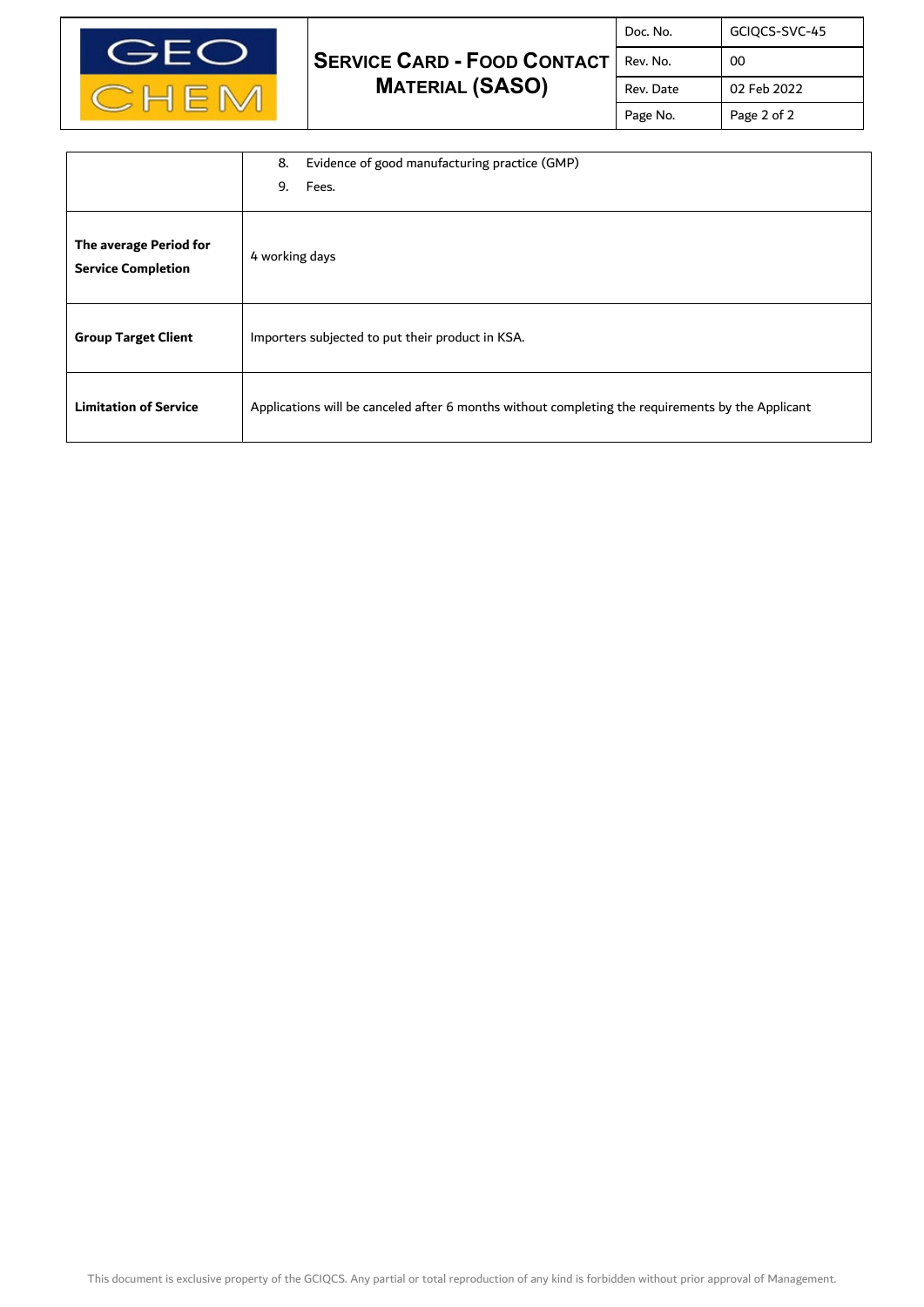| | |
|---|---|
| | 8. Evidence of good manufacturing practice (GMP)<br>9. Fees. |
| **The average Period for Service Completion** | 4 working days |
| **Group Target Client** | Importers subjected to put their product in KSA. |
| **Limitation of Service** | Applications will be canceled after 6 months without completing the requirements by the Applicant |